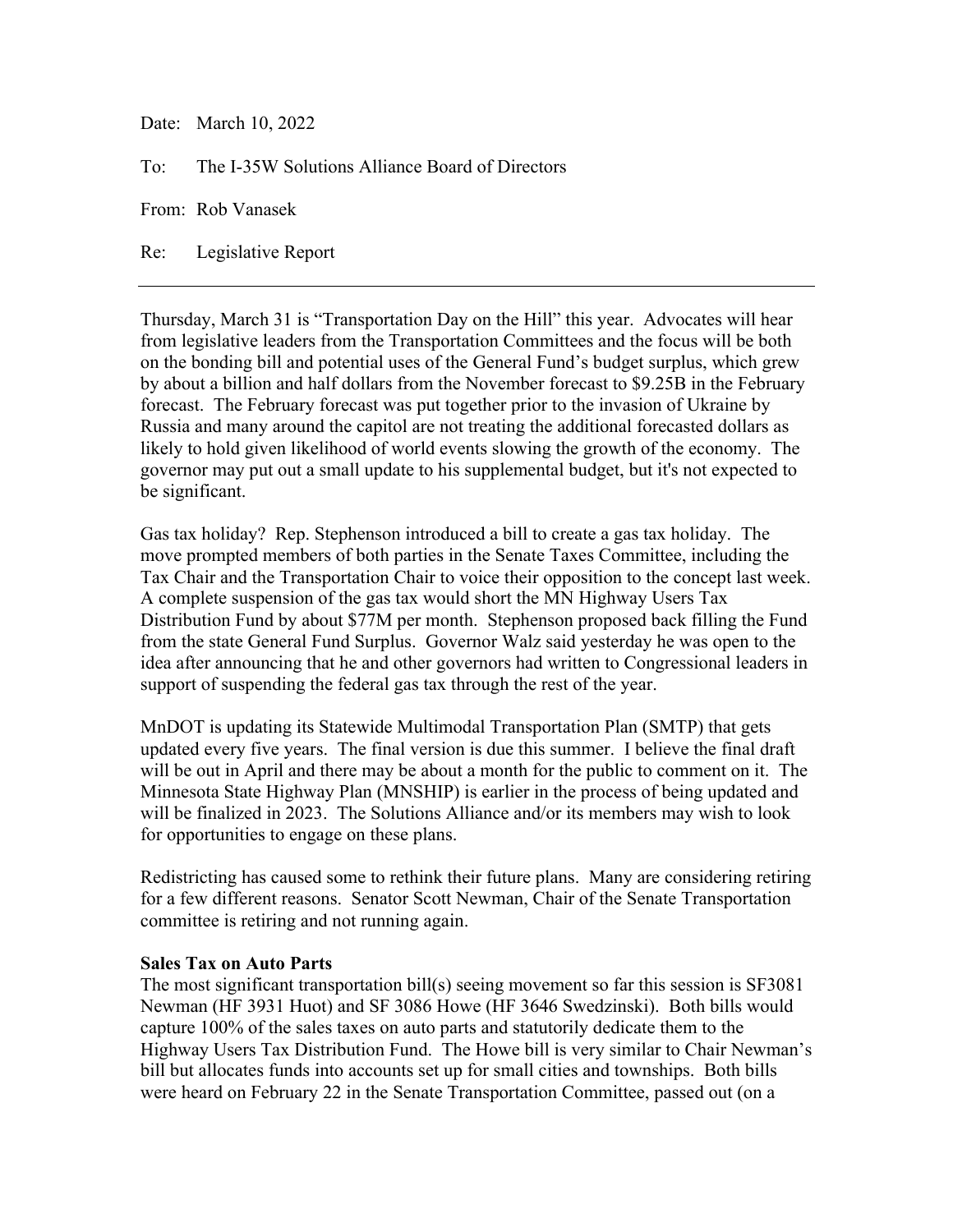Date: March 10, 2022

To: The I-35W Solutions Alliance Board of Directors

From: Rob Vanasek

Re: Legislative Report

---

Thursday, March 31 is "Transportation Day on the Hill" this year. Advocates will hear from legislative leaders from the Transportation Committees and the focus will be both on the bonding bill and potential uses of the General Fund's budget surplus, which grew by about a billion and half dollars from the November forecast to $9.25B in the February forecast. The February forecast was put together prior to the invasion of Ukraine by Russia and many around the capitol are not treating the additional forecasted dollars as likely to hold given likelihood of world events slowing the growth of the economy. The governor may put out a small update to his supplemental budget, but it's not expected to be significant.

Gas tax holiday? Rep. Stephenson introduced a bill to create a gas tax holiday. The move prompted members of both parties in the Senate Taxes Committee, including the Tax Chair and the Transportation Chair to voice their opposition to the concept last week. A complete suspension of the gas tax would short the MN Highway Users Tax Distribution Fund by about $77M per month. Stephenson proposed back filling the Fund from the state General Fund Surplus. Governor Walz said yesterday he was open to the idea after announcing that he and other governors had written to Congressional leaders in support of suspending the federal gas tax through the rest of the year.

MnDOT is updating its Statewide Multimodal Transportation Plan (SMTP) that gets updated every five years. The final version is due this summer. I believe the final draft will be out in April and there may be about a month for the public to comment on it. The Minnesota State Highway Plan (MNSHIP) is earlier in the process of being updated and will be finalized in 2023. The Solutions Alliance and/or its members may wish to look for opportunities to engage on these plans.

Redistricting has caused some to rethink their future plans. Many are considering retiring for a few different reasons. Senator Scott Newman, Chair of the Senate Transportation committee is retiring and not running again.

**Sales Tax on Auto Parts**

The most significant transportation bill(s) seeing movement so far this session is SF3081 Newman (HF 3931 Huot) and SF 3086 Howe (HF 3646 Swedzinski). Both bills would capture 100% of the sales taxes on auto parts and statutorily dedicate them to the Highway Users Tax Distribution Fund. The Howe bill is very similar to Chair Newman's bill but allocates funds into accounts set up for small cities and townships. Both bills were heard on February 22 in the Senate Transportation Committee, passed out (on a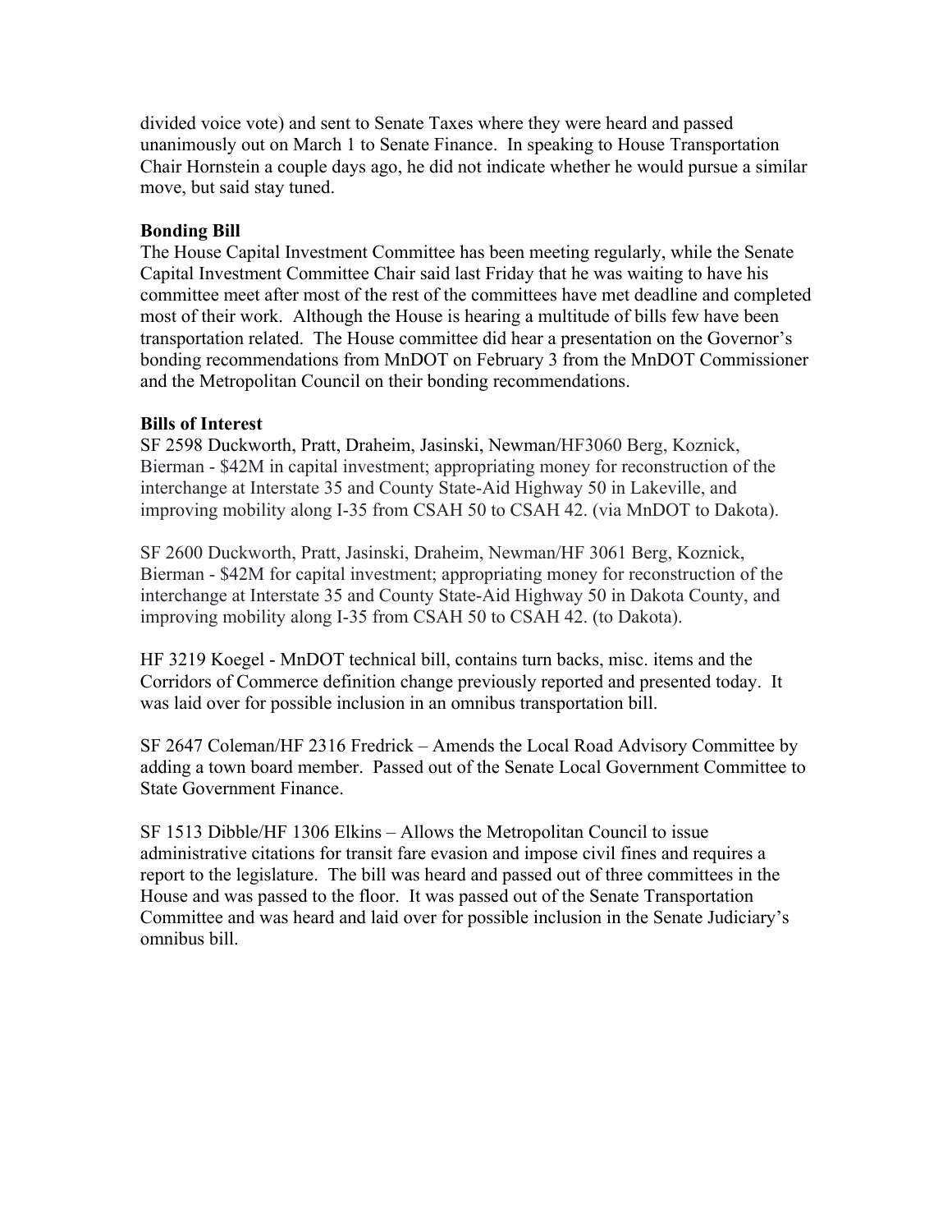divided voice vote) and sent to Senate Taxes where they were heard and passed unanimously out on March 1 to Senate Finance. In speaking to House Transportation Chair Hornstein a couple days ago, he did not indicate whether he would pursue a similar move, but said stay tuned.

**Bonding Bill**

The House Capital Investment Committee has been meeting regularly, while the Senate Capital Investment Committee Chair said last Friday that he was waiting to have his committee meet after most of the rest of the committees have met deadline and completed most of their work. Although the House is hearing a multitude of bills few have been transportation related. The House committee did hear a presentation on the Governor's bonding recommendations from MnDOT on February 3 from the MnDOT Commissioner and the Metropolitan Council on their bonding recommendations.

**Bills of Interest**

SF 2598 Duckworth, Pratt, Draheim, Jasinski, Newman/HF3060 Berg, Koznick, Bierman - $42M in capital investment; appropriating money for reconstruction of the interchange at Interstate 35 and County State-Aid Highway 50 in Lakeville, and improving mobility along I-35 from CSAH 50 to CSAH 42. (via MnDOT to Dakota).

SF 2600 Duckworth, Pratt, Jasinski, Draheim, Newman/HF 3061 Berg, Koznick, Bierman - $42M for capital investment; appropriating money for reconstruction of the interchange at Interstate 35 and County State-Aid Highway 50 in Dakota County, and improving mobility along I-35 from CSAH 50 to CSAH 42. (to Dakota).

HF 3219 Koegel - MnDOT technical bill, contains turn backs, misc. items and the Corridors of Commerce definition change previously reported and presented today. It was laid over for possible inclusion in an omnibus transportation bill.

SF 2647 Coleman/HF 2316 Fredrick – Amends the Local Road Advisory Committee by adding a town board member. Passed out of the Senate Local Government Committee to State Government Finance.

SF 1513 Dibble/HF 1306 Elkins – Allows the Metropolitan Council to issue administrative citations for transit fare evasion and impose civil fines and requires a report to the legislature. The bill was heard and passed out of three committees in the House and was passed to the floor. It was passed out of the Senate Transportation Committee and was heard and laid over for possible inclusion in the Senate Judiciary's omnibus bill.